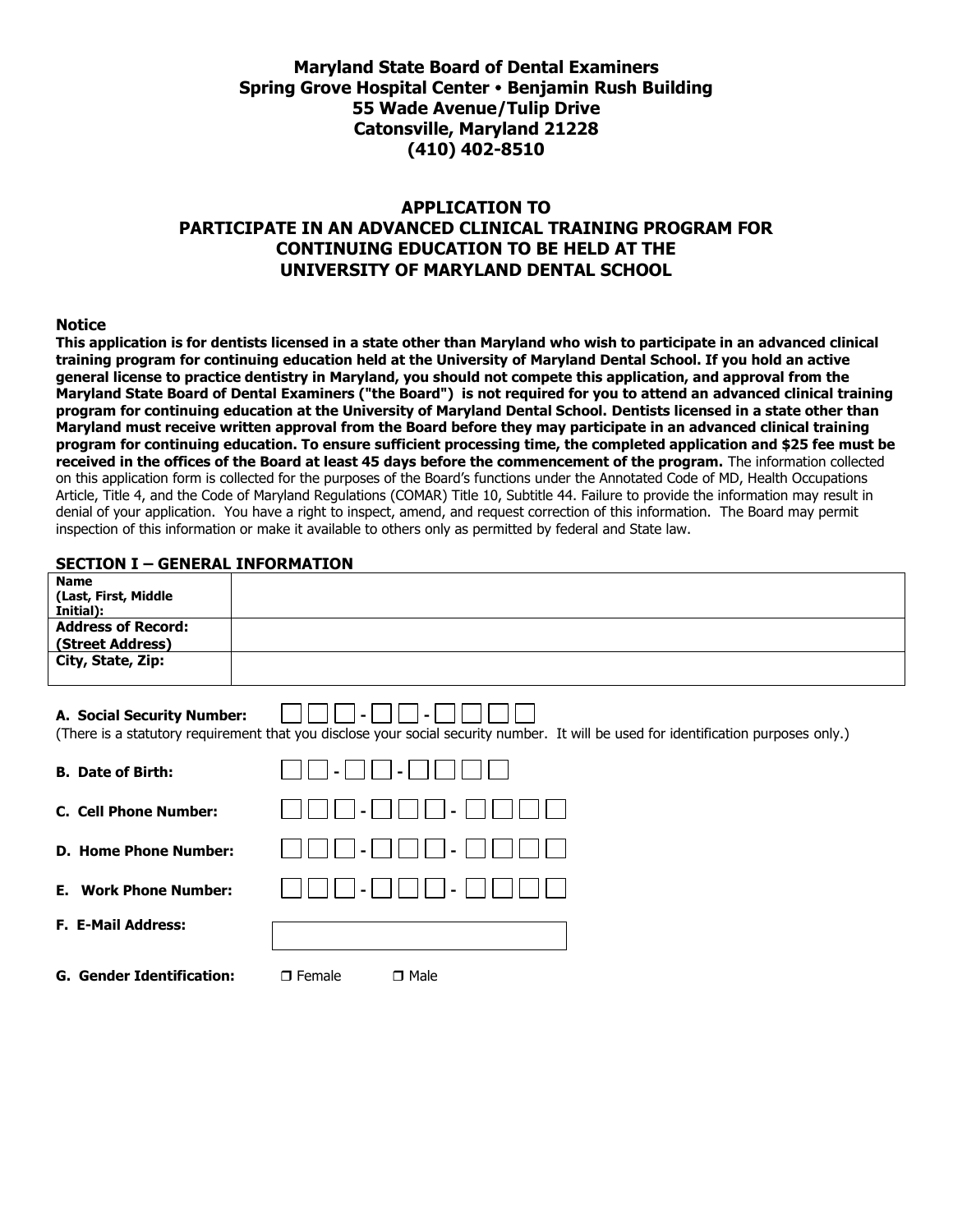**Maryland State Board of Dental Examiners**
**Spring Grove Hospital Center • Benjamin Rush Building**
**55 Wade Avenue/Tulip Drive**
**Catonsville, Maryland 21228**
**(410) 402-8510**

# APPLICATION TO PARTICIPATE IN AN ADVANCED CLINICAL TRAINING PROGRAM FOR CONTINUING EDUCATION TO BE HELD AT THE UNIVERSITY OF MARYLAND DENTAL SCHOOL

### Notice

**This application is for dentists licensed in a state other than Maryland who wish to participate in an advanced clinical training program for continuing education held at the University of Maryland Dental School. If you hold an active general license to practice dentistry in Maryland, you should not compete this application, and approval from the Maryland State Board of Dental Examiners ("the Board") is not required for you to attend an advanced clinical training program for continuing education at the University of Maryland Dental School. Dentists licensed in a state other than Maryland must receive written approval from the Board before they may participate in an advanced clinical training program for continuing education. To ensure sufficient processing time, the completed application and $25 fee must be received in the offices of the Board at least 45 days before the commencement of the program.** The information collected on this application form is collected for the purposes of the Board's functions under the Annotated Code of MD, Health Occupations Article, Title 4, and the Code of Maryland Regulations (COMAR) Title 10, Subtitle 44. Failure to provide the information may result in denial of your application. You have a right to inspect, amend, and request correction of this information. The Board may permit inspection of this information or make it available to others only as permitted by federal and State law.

### SECTION I – GENERAL INFORMATION

| | |
|---|---|
| **Name (Last, First, Middle Initial):** | |
| **Address of Record: (Street Address)** | |
| **City, State, Zip:** | |

**A. Social Security Number:** ☐☐☐-☐☐-☐☐☐☐

(There is a statutory requirement that you disclose your social security number. It will be used for identification purposes only.)

**B. Date of Birth:** ☐☐-☐☐-☐☐☐☐

**C. Cell Phone Number:** ☐☐☐-☐☐☐-☐☐☐☐

**D. Home Phone Number:** ☐☐☐-☐☐☐-☐☐☐☐

**E. Work Phone Number:** ☐☐☐-☐☐☐-☐☐☐☐

**F. E-Mail Address:** ____________________

**G. Gender Identification:** ☐ Female ☐ Male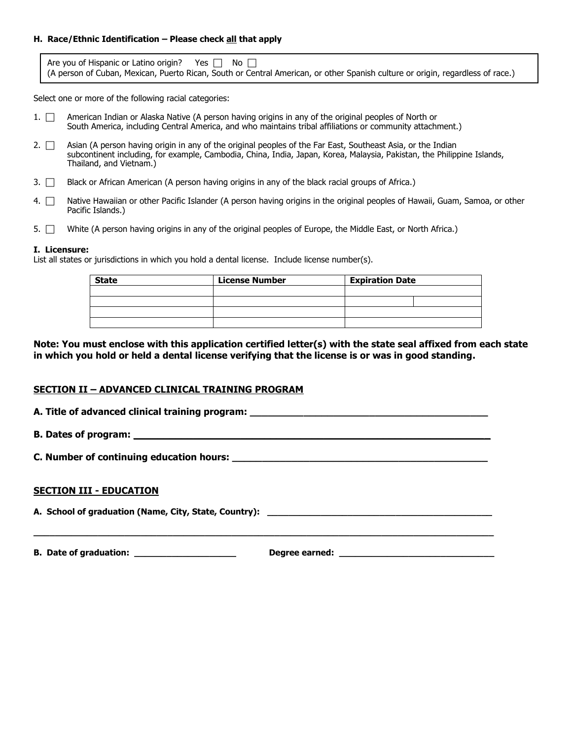**H. Race/Ethnic Identification – Please check all that apply**

Are you of Hispanic or Latino origin? Yes ☐ No ☐
(A person of Cuban, Mexican, Puerto Rican, South or Central American, or other Spanish culture or origin, regardless of race.)

Select one or more of the following racial categories:

1. ☐ American Indian or Alaska Native (A person having origins in any of the original peoples of North or South America, including Central America, and who maintains tribal affiliations or community attachment.)
2. ☐ Asian (A person having origin in any of the original peoples of the Far East, Southeast Asia, or the Indian subcontinent including, for example, Cambodia, China, India, Japan, Korea, Malaysia, Pakistan, the Philippine Islands, Thailand, and Vietnam.)
3. ☐ Black or African American (A person having origins in any of the black racial groups of Africa.)
4. ☐ Native Hawaiian or other Pacific Islander (A person having origins in the original peoples of Hawaii, Guam, Samoa, or other Pacific Islands.)
5. ☐ White (A person having origins in any of the original peoples of Europe, the Middle East, or North Africa.)

**I. Licensure:**
List all states or jurisdictions in which you hold a dental license. Include license number(s).

| State | License Number | Expiration Date |
|---|---|---|
| | | |
| | | |
| | | |
| | | |

**Note: You must enclose with this application certified letter(s) with the state seal affixed from each state in which you hold or held a dental license verifying that the license is or was in good standing.**

## SECTION II – ADVANCED CLINICAL TRAINING PROGRAM

**A. Title of advanced clinical training program:** ____________________________________________

**B. Dates of program:** ____________________________________________________________

**C. Number of continuing education hours:** ____________________________________________

## SECTION III - EDUCATION

**A. School of graduation (Name, City, State, Country):** ________________________________________

______________________________________________________________________________________

**B. Date of graduation:** ____________________ **Degree earned:** ______________________________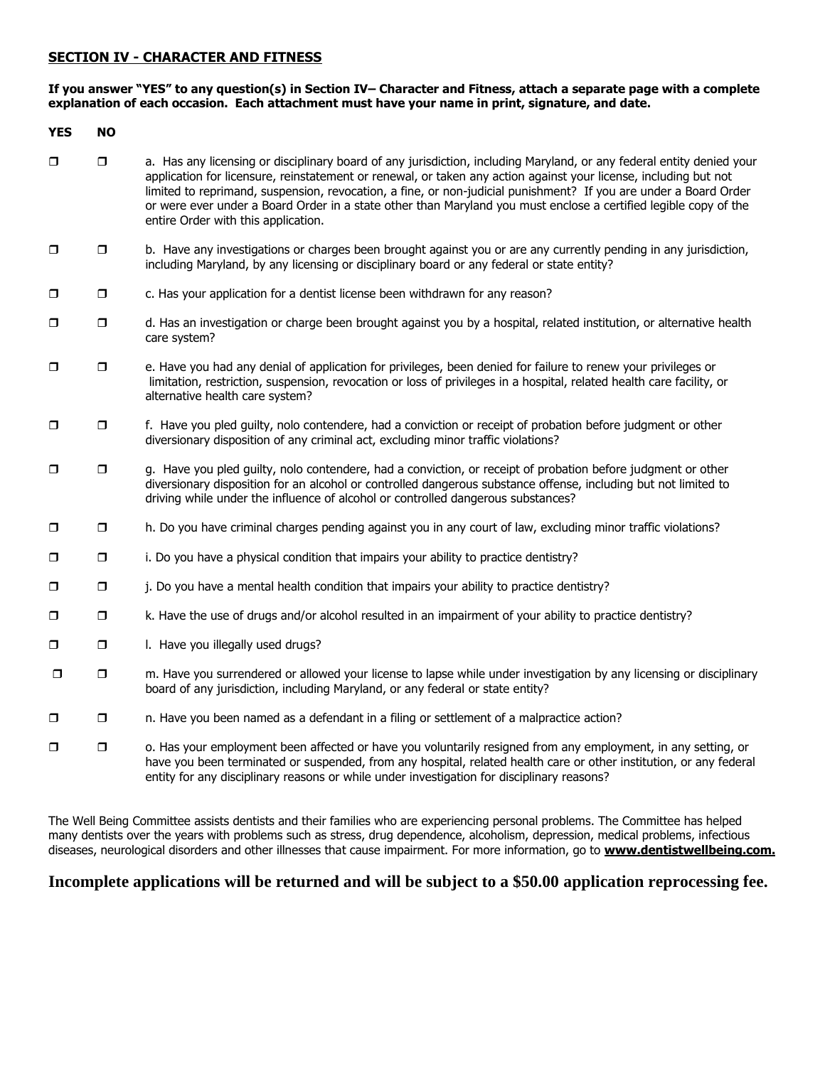## SECTION IV - CHARACTER AND FITNESS

**If you answer "YES" to any question(s) in Section IV– Character and Fitness, attach a separate page with a complete explanation of each occasion. Each attachment must have your name in print, signature, and date.**

| YES | NO | |
|---|---|---|
| ❒ | ❒ | a. Has any licensing or disciplinary board of any jurisdiction, including Maryland, or any federal entity denied your application for licensure, reinstatement or renewal, or taken any action against your license, including but not limited to reprimand, suspension, revocation, a fine, or non-judicial punishment? If you are under a Board Order or were ever under a Board Order in a state other than Maryland you must enclose a certified legible copy of the entire Order with this application. |
| ❒ | ❒ | b. Have any investigations or charges been brought against you or are any currently pending in any jurisdiction, including Maryland, by any licensing or disciplinary board or any federal or state entity? |
| ❒ | ❒ | c. Has your application for a dentist license been withdrawn for any reason? |
| ❒ | ❒ | d. Has an investigation or charge been brought against you by a hospital, related institution, or alternative health care system? |
| ❒ | ❒ | e. Have you had any denial of application for privileges, been denied for failure to renew your privileges or limitation, restriction, suspension, revocation or loss of privileges in a hospital, related health care facility, or alternative health care system? |
| ❒ | ❒ | f. Have you pled guilty, nolo contendere, had a conviction or receipt of probation before judgment or other diversionary disposition of any criminal act, excluding minor traffic violations? |
| ❒ | ❒ | g. Have you pled guilty, nolo contendere, had a conviction, or receipt of probation before judgment or other diversionary disposition for an alcohol or controlled dangerous substance offense, including but not limited to driving while under the influence of alcohol or controlled dangerous substances? |
| ❒ | ❒ | h. Do you have criminal charges pending against you in any court of law, excluding minor traffic violations? |
| ❒ | ❒ | i. Do you have a physical condition that impairs your ability to practice dentistry? |
| ❒ | ❒ | j. Do you have a mental health condition that impairs your ability to practice dentistry? |
| ❒ | ❒ | k. Have the use of drugs and/or alcohol resulted in an impairment of your ability to practice dentistry? |
| ❒ | ❒ | l. Have you illegally used drugs? |
| ❒ | ❒ | m. Have you surrendered or allowed your license to lapse while under investigation by any licensing or disciplinary board of any jurisdiction, including Maryland, or any federal or state entity? |
| ❒ | ❒ | n. Have you been named as a defendant in a filing or settlement of a malpractice action? |
| ❒ | ❒ | o. Has your employment been affected or have you voluntarily resigned from any employment, in any setting, or have you been terminated or suspended, from any hospital, related health care or other institution, or any federal entity for any disciplinary reasons or while under investigation for disciplinary reasons? |

The Well Being Committee assists dentists and their families who are experiencing personal problems. The Committee has helped many dentists over the years with problems such as stress, drug dependence, alcoholism, depression, medical problems, infectious diseases, neurological disorders and other illnesses that cause impairment. For more information, go to **www.dentistwellbeing.com.**

**Incomplete applications will be returned and will be subject to a $50.00 application reprocessing fee.**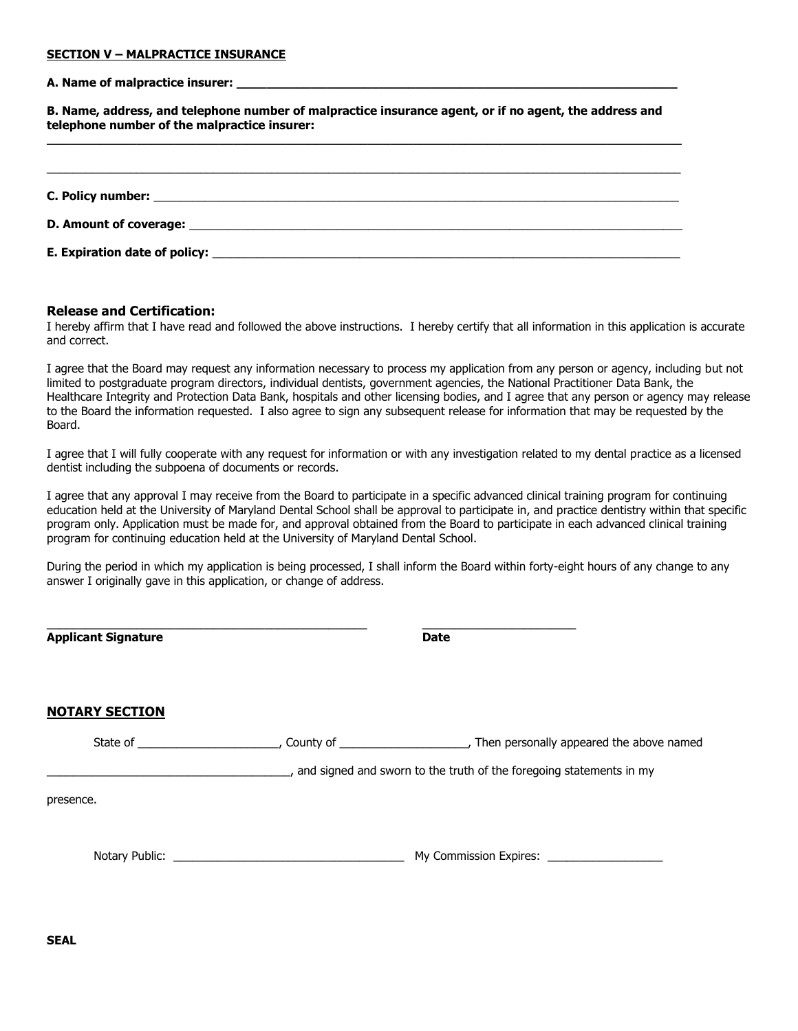**SECTION V – MALPRACTICE INSURANCE**

**A. Name of malpractice insurer:** ___________________________________________________________________

**B. Name, address, and telephone number of malpractice insurance agent, or if no agent, the address and telephone number of the malpractice insurer:**

_____________________________________________________________________________________________

_____________________________________________________________________________________________

**C. Policy number:** ______________________________________________________________________________

**D. Amount of coverage:** __________________________________________________________________________

**E. Expiration date of policy:** ______________________________________________________________________

### Release and Certification:

I hereby affirm that I have read and followed the above instructions. I hereby certify that all information in this application is accurate and correct.

I agree that the Board may request any information necessary to process my application from any person or agency, including but not limited to postgraduate program directors, individual dentists, government agencies, the National Practitioner Data Bank, the Healthcare Integrity and Protection Data Bank, hospitals and other licensing bodies, and I agree that any person or agency may release to the Board the information requested. I also agree to sign any subsequent release for information that may be requested by the Board.

I agree that I will fully cooperate with any request for information or with any investigation related to my dental practice as a licensed dentist including the subpoena of documents or records.

I agree that any approval I may receive from the Board to participate in a specific advanced clinical training program for continuing education held at the University of Maryland Dental School shall be approval to participate in, and practice dentistry within that specific program only. Application must be made for, and approval obtained from the Board to participate in each advanced clinical training program for continuing education held at the University of Maryland Dental School.

During the period in which my application is being processed, I shall inform the Board within forty-eight hours of any change to any answer I originally gave in this application, or change of address.

_______________________________________________ _______________________

**Applicant Signature** **Date**

**NOTARY SECTION**

State of ______________________, County of ____________________, Then personally appeared the above named

____________________________________, and signed and sworn to the truth of the foregoing statements in my presence.

Notary Public: _____________________________________ My Commission Expires: __________________

**SEAL**